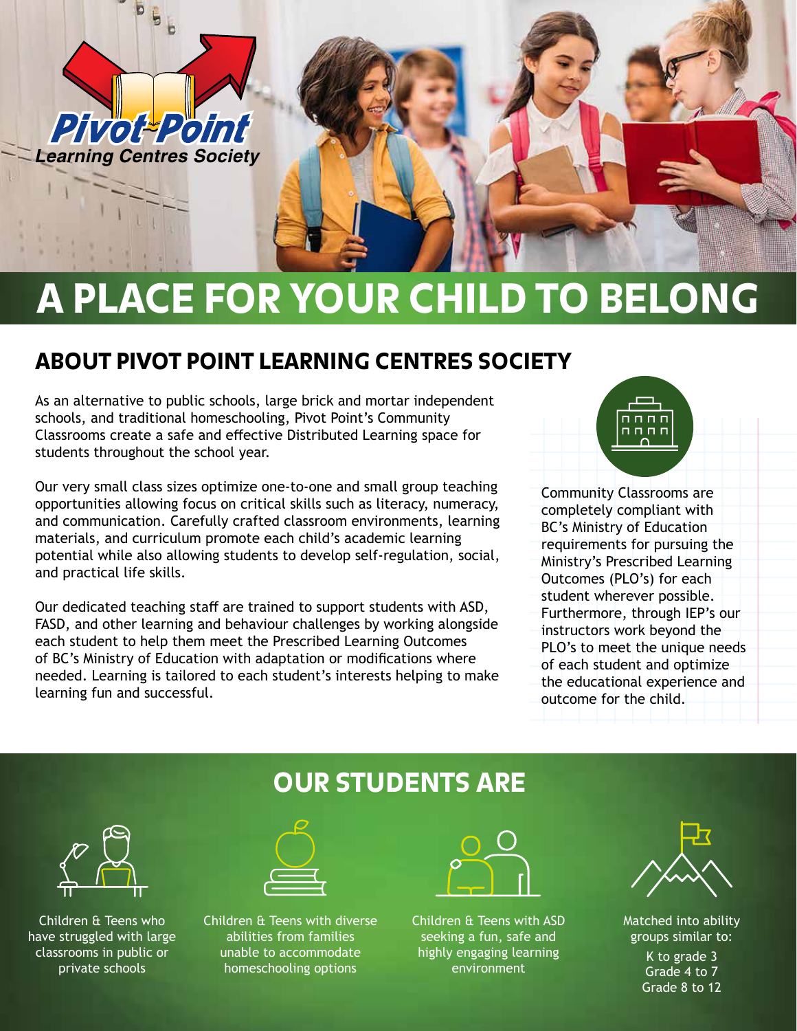Pivot Point
Learning Centres Society

# A PLACE FOR YOUR CHILD TO BELONG

## ABOUT PIVOT POINT LEARNING CENTRES SOCIETY

As an alternative to public schools, large brick and mortar independent schools, and traditional homeschooling, Pivot Point's Community Classrooms create a safe and effective Distributed Learning space for students throughout the school year.

Our very small class sizes optimize one-to-one and small group teaching opportunities allowing focus on critical skills such as literacy, numeracy, and communication. Carefully crafted classroom environments, learning materials, and curriculum promote each child's academic learning potential while also allowing students to develop self-regulation, social, and practical life skills.

Our dedicated teaching staff are trained to support students with ASD, FASD, and other learning and behaviour challenges by working alongside each student to help them meet the Prescribed Learning Outcomes of BC's Ministry of Education with adaptation or modifications where needed. Learning is tailored to each student's interests helping to make learning fun and successful.

Community Classrooms are completely compliant with BC's Ministry of Education requirements for pursuing the Ministry's Prescribed Learning Outcomes (PLO's) for each student wherever possible. Furthermore, through IEP's our instructors work beyond the PLO's to meet the unique needs of each student and optimize the educational experience and outcome for the child.

## OUR STUDENTS ARE

- Children & Teens who have struggled with large classrooms in public or private schools
- Children & Teens with diverse abilities from families unable to accommodate homeschooling options
- Children & Teens with ASD seeking a fun, safe and highly engaging learning environment
- Matched into ability groups similar to:
  - K to grade 3
  - Grade 4 to 7
  - Grade 8 to 12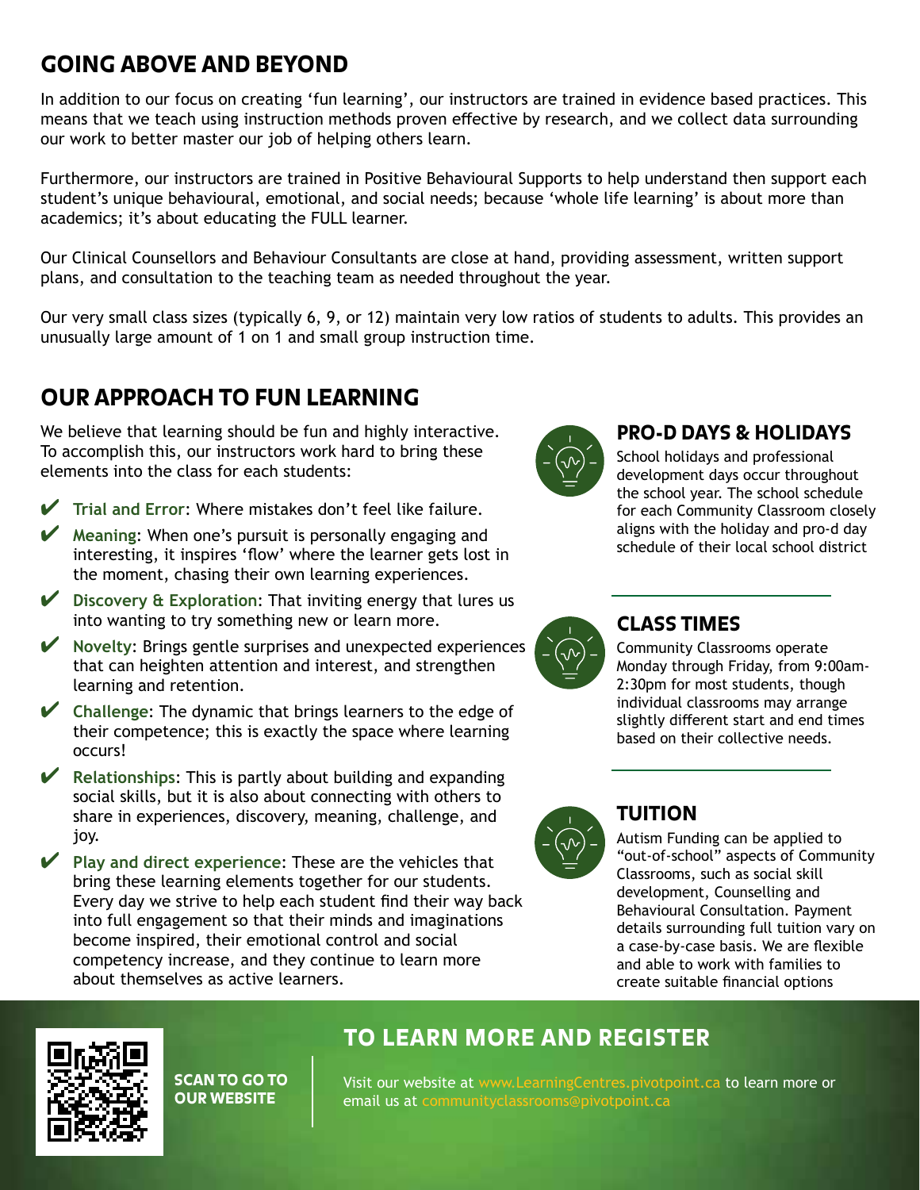## GOING ABOVE AND BEYOND

In addition to our focus on creating 'fun learning', our instructors are trained in evidence based practices. This means that we teach using instruction methods proven effective by research, and we collect data surrounding our work to better master our job of helping others learn.

Furthermore, our instructors are trained in Positive Behavioural Supports to help understand then support each student's unique behavioural, emotional, and social needs; because 'whole life learning' is about more than academics; it's about educating the FULL learner.

Our Clinical Counsellors and Behaviour Consultants are close at hand, providing assessment, written support plans, and consultation to the teaching team as needed throughout the year.

Our very small class sizes (typically 6, 9, or 12) maintain very low ratios of students to adults. This provides an unusually large amount of 1 on 1 and small group instruction time.

## OUR APPROACH TO FUN LEARNING

We believe that learning should be fun and highly interactive. To accomplish this, our instructors work hard to bring these elements into the class for each students:

- ✔ **Trial and Error**: Where mistakes don't feel like failure.
- ✔ **Meaning**: When one's pursuit is personally engaging and interesting, it inspires 'flow' where the learner gets lost in the moment, chasing their own learning experiences.
- ✔ **Discovery & Exploration**: That inviting energy that lures us into wanting to try something new or learn more.
- ✔ **Novelty**: Brings gentle surprises and unexpected experiences that can heighten attention and interest, and strengthen learning and retention.
- ✔ **Challenge**: The dynamic that brings learners to the edge of their competence; this is exactly the space where learning occurs!
- ✔ **Relationships**: This is partly about building and expanding social skills, but it is also about connecting with others to share in experiences, discovery, meaning, challenge, and joy.
- ✔ **Play and direct experience**: These are the vehicles that bring these learning elements together for our students. Every day we strive to help each student find their way back into full engagement so that their minds and imaginations become inspired, their emotional control and social competency increase, and they continue to learn more about themselves as active learners.

### PRO-D DAYS & HOLIDAYS

School holidays and professional development days occur throughout the school year. The school schedule for each Community Classroom closely aligns with the holiday and pro-d day schedule of their local school district

### CLASS TIMES

Community Classrooms operate Monday through Friday, from 9:00am-2:30pm for most students, though individual classrooms may arrange slightly different start and end times based on their collective needs.

### TUITION

Autism Funding can be applied to "out-of-school" aspects of Community Classrooms, such as social skill development, Counselling and Behavioural Consultation. Payment details surrounding full tuition vary on a case-by-case basis. We are flexible and able to work with families to create suitable financial options

**SCAN TO GO TO OUR WEBSITE**

## TO LEARN MORE AND REGISTER

Visit our website at www.LearningCentres.pivotpoint.ca to learn more or email us at communityclassrooms@pivotpoint.ca